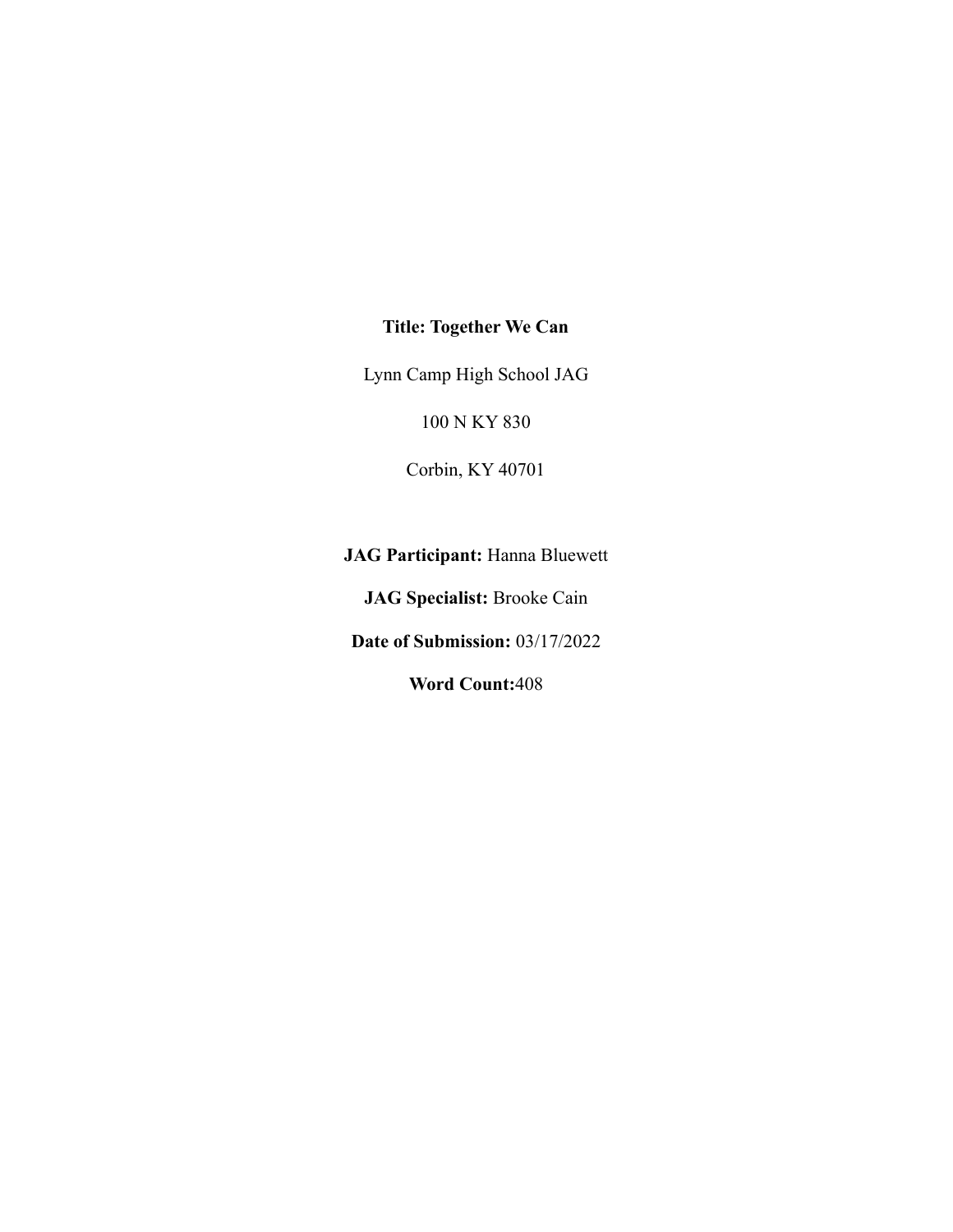**Title: Together We Can**

Lynn Camp High School JAG

100 N KY 830

Corbin, KY 40701

**JAG Participant:** Hanna Bluewett

**JAG Specialist:** Brooke Cain

**Date of Submission:** 03/17/2022

**Word Count:**408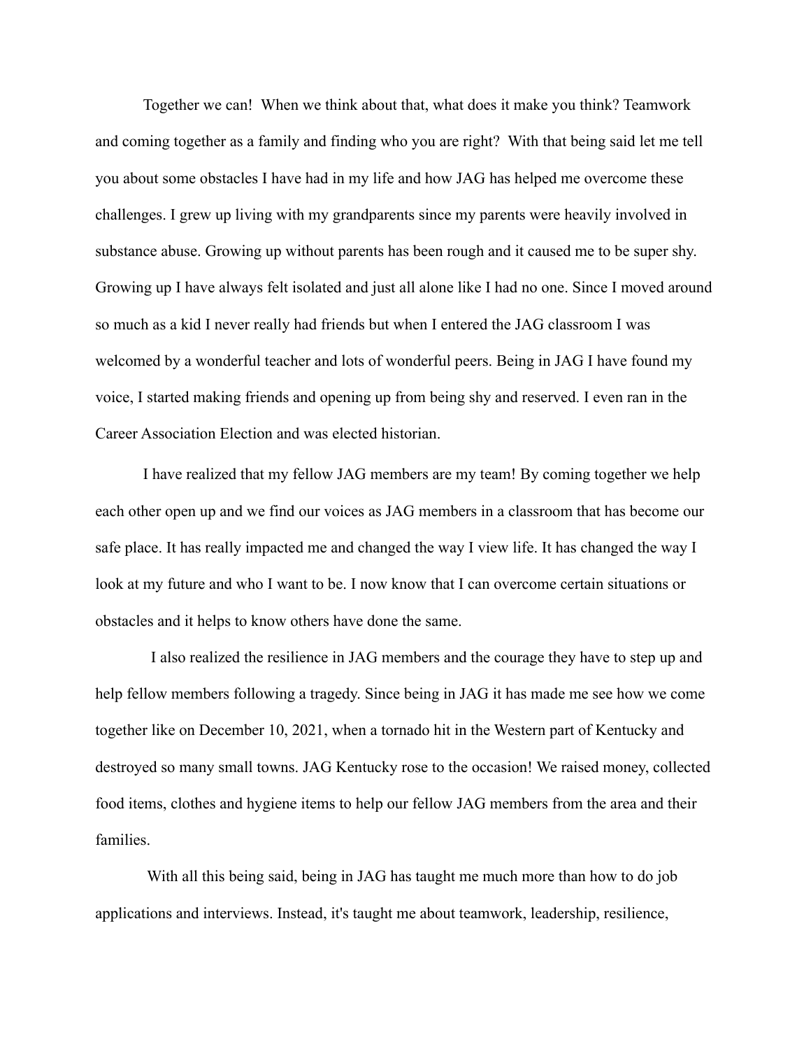Together we can! When we think about that, what does it make you think? Teamwork and coming together as a family and finding who you are right? With that being said let me tell you about some obstacles I have had in my life and how JAG has helped me overcome these challenges. I grew up living with my grandparents since my parents were heavily involved in substance abuse. Growing up without parents has been rough and it caused me to be super shy. Growing up I have always felt isolated and just all alone like I had no one. Since I moved around so much as a kid I never really had friends but when I entered the JAG classroom I was welcomed by a wonderful teacher and lots of wonderful peers. Being in JAG I have found my voice, I started making friends and opening up from being shy and reserved. I even ran in the Career Association Election and was elected historian.

I have realized that my fellow JAG members are my team! By coming together we help each other open up and we find our voices as JAG members in a classroom that has become our safe place. It has really impacted me and changed the way I view life. It has changed the way I look at my future and who I want to be. I now know that I can overcome certain situations or obstacles and it helps to know others have done the same.

I also realized the resilience in JAG members and the courage they have to step up and help fellow members following a tragedy. Since being in JAG it has made me see how we come together like on December 10, 2021, when a tornado hit in the Western part of Kentucky and destroyed so many small towns. JAG Kentucky rose to the occasion! We raised money, collected food items, clothes and hygiene items to help our fellow JAG members from the area and their families.

With all this being said, being in JAG has taught me much more than how to do job applications and interviews. Instead, it's taught me about teamwork, leadership, resilience,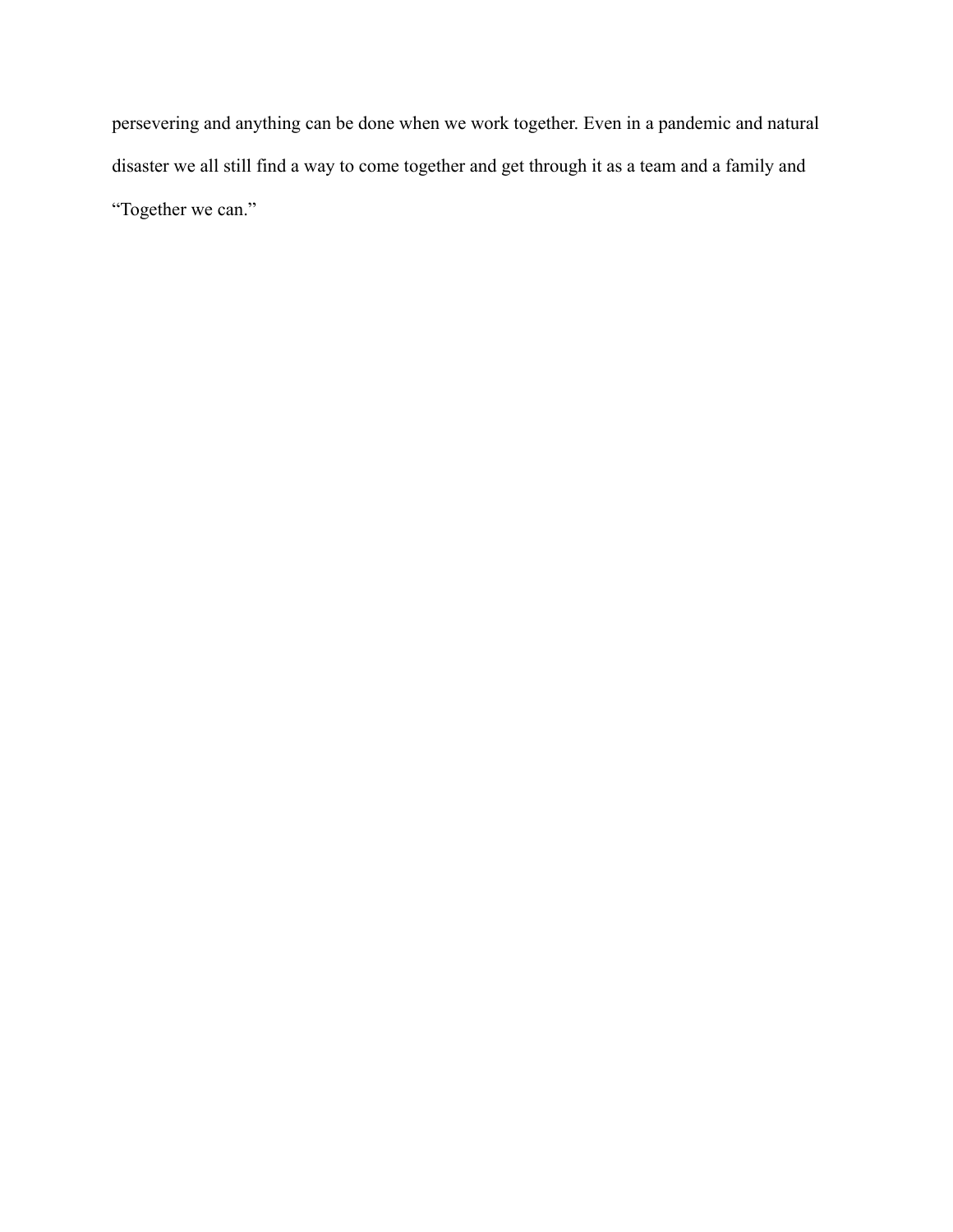persevering and anything can be done when we work together. Even in a pandemic and natural disaster we all still find a way to come together and get through it as a team and a family and "Together we can."